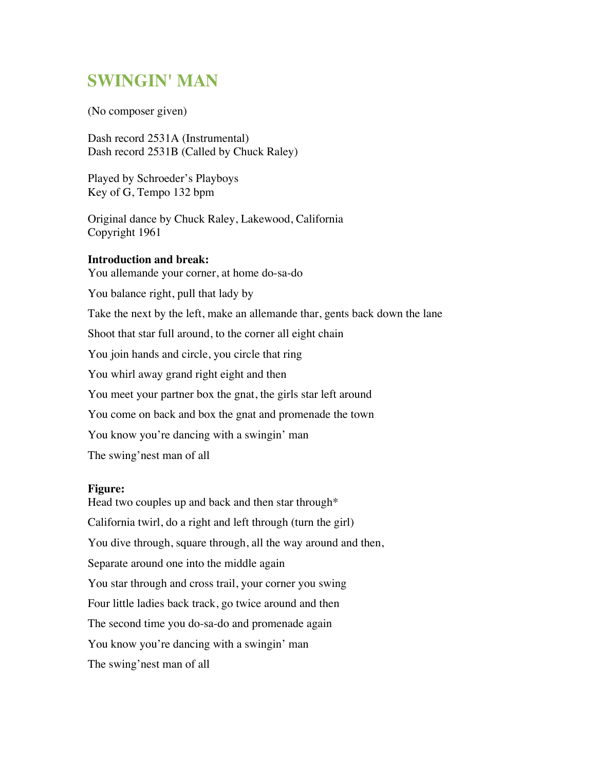# SWINGIN' MAN

(No composer given)

Dash record 2531A (Instrumental)
Dash record 2531B (Called by Chuck Raley)

Played by Schroeder's Playboys
Key of G, Tempo 132 bpm

Original dance by Chuck Raley, Lakewood, California
Copyright 1961

**Introduction and break:**

You allemande your corner, at home do-sa-do

You balance right, pull that lady by

Take the next by the left, make an allemande thar, gents back down the lane

Shoot that star full around, to the corner all eight chain

You join hands and circle, you circle that ring

You whirl away grand right eight and then

You meet your partner box the gnat, the girls star left around

You come on back and box the gnat and promenade the town

You know you're dancing with a swingin' man

The swing'nest man of all

**Figure:**

Head two couples up and back and then star through*

California twirl, do a right and left through (turn the girl)

You dive through, square through, all the way around and then,

Separate around one into the middle again

You star through and cross trail, your corner you swing

Four little ladies back track, go twice around and then

The second time you do-sa-do and promenade again

You know you're dancing with a swingin' man

The swing'nest man of all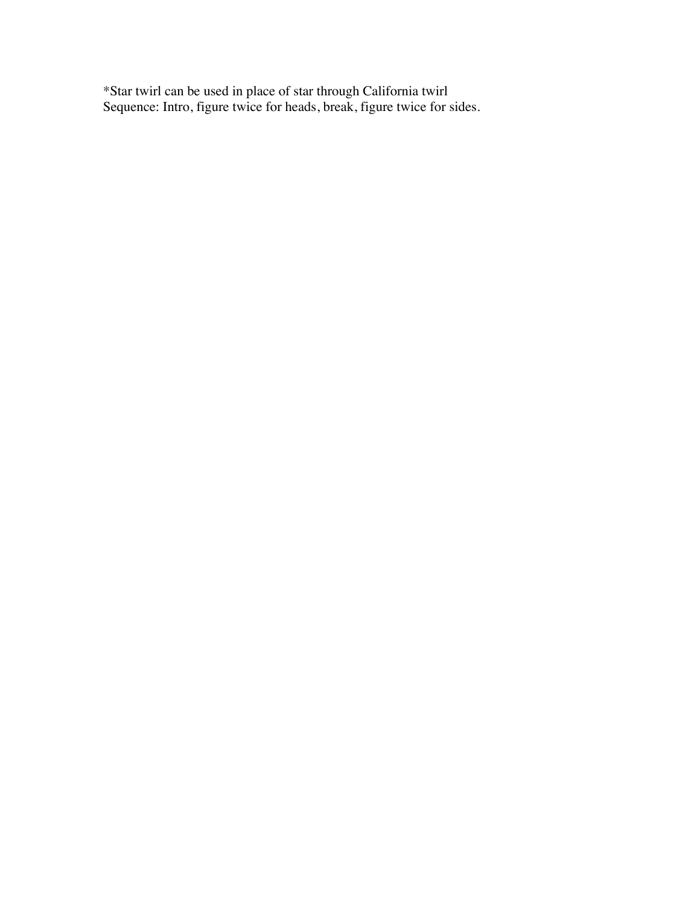*Star twirl can be used in place of star through California twirl
Sequence: Intro, figure twice for heads, break, figure twice for sides.